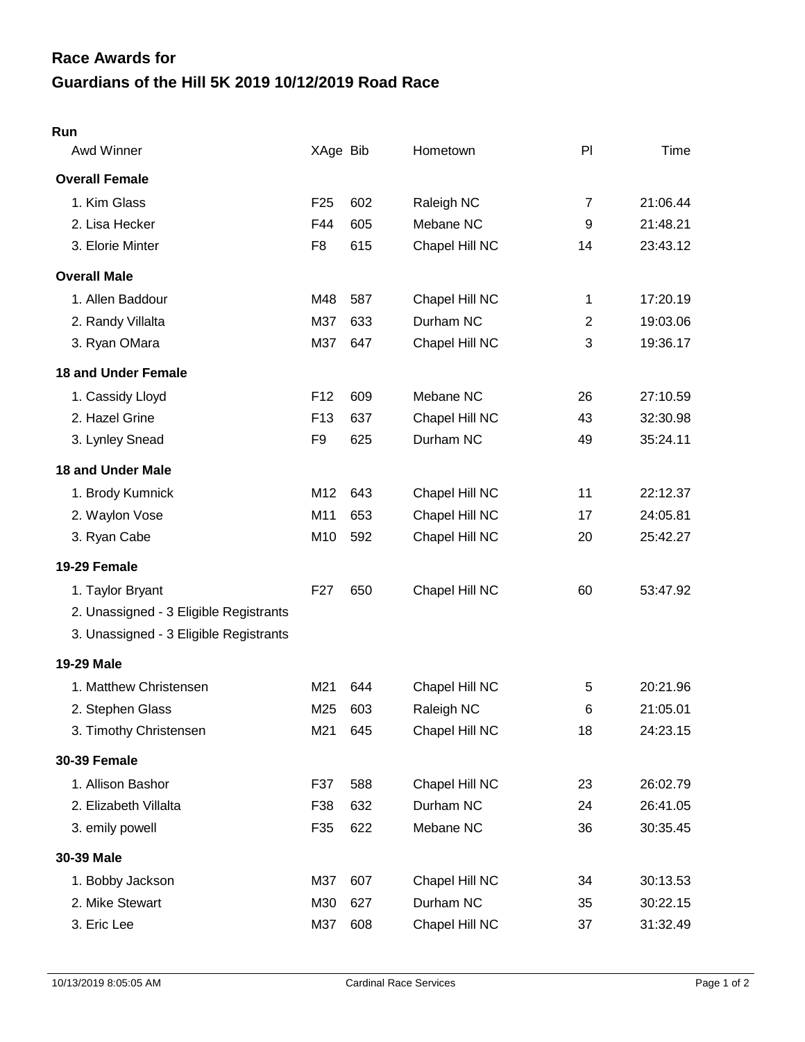# Race Awards for
# Guardians of the Hill 5K 2019 10/12/2019 Road Race

**Run**

| Awd Winner | XAge | Bib | Hometown | Pl | Time |
|---|---|---|---|---|---|
| **Overall Female** | | | | | |
| 1. Kim Glass | F25 | 602 | Raleigh NC | 7 | 21:06.44 |
| 2. Lisa Hecker | F44 | 605 | Mebane NC | 9 | 21:48.21 |
| 3. Elorie Minter | F8 | 615 | Chapel Hill NC | 14 | 23:43.12 |
| **Overall Male** | | | | | |
| 1. Allen Baddour | M48 | 587 | Chapel Hill NC | 1 | 17:20.19 |
| 2. Randy Villalta | M37 | 633 | Durham NC | 2 | 19:03.06 |
| 3. Ryan OMara | M37 | 647 | Chapel Hill NC | 3 | 19:36.17 |
| **18 and Under Female** | | | | | |
| 1. Cassidy Lloyd | F12 | 609 | Mebane NC | 26 | 27:10.59 |
| 2. Hazel Grine | F13 | 637 | Chapel Hill NC | 43 | 32:30.98 |
| 3. Lynley Snead | F9 | 625 | Durham NC | 49 | 35:24.11 |
| **18 and Under Male** | | | | | |
| 1. Brody Kumnick | M12 | 643 | Chapel Hill NC | 11 | 22:12.37 |
| 2. Waylon Vose | M11 | 653 | Chapel Hill NC | 17 | 24:05.81 |
| 3. Ryan Cabe | M10 | 592 | Chapel Hill NC | 20 | 25:42.27 |
| **19-29 Female** | | | | | |
| 1. Taylor Bryant | F27 | 650 | Chapel Hill NC | 60 | 53:47.92 |
| 2. Unassigned - 3 Eligible Registrants | | | | | |
| 3. Unassigned - 3 Eligible Registrants | | | | | |
| **19-29 Male** | | | | | |
| 1. Matthew Christensen | M21 | 644 | Chapel Hill NC | 5 | 20:21.96 |
| 2. Stephen Glass | M25 | 603 | Raleigh NC | 6 | 21:05.01 |
| 3. Timothy Christensen | M21 | 645 | Chapel Hill NC | 18 | 24:23.15 |
| **30-39 Female** | | | | | |
| 1. Allison Bashor | F37 | 588 | Chapel Hill NC | 23 | 26:02.79 |
| 2. Elizabeth Villalta | F38 | 632 | Durham NC | 24 | 26:41.05 |
| 3. emily powell | F35 | 622 | Mebane NC | 36 | 30:35.45 |
| **30-39 Male** | | | | | |
| 1. Bobby Jackson | M37 | 607 | Chapel Hill NC | 34 | 30:13.53 |
| 2. Mike Stewart | M30 | 627 | Durham NC | 35 | 30:22.15 |
| 3. Eric Lee | M37 | 608 | Chapel Hill NC | 37 | 31:32.49 |

10/13/2019 8:05:05 AM Cardinal Race Services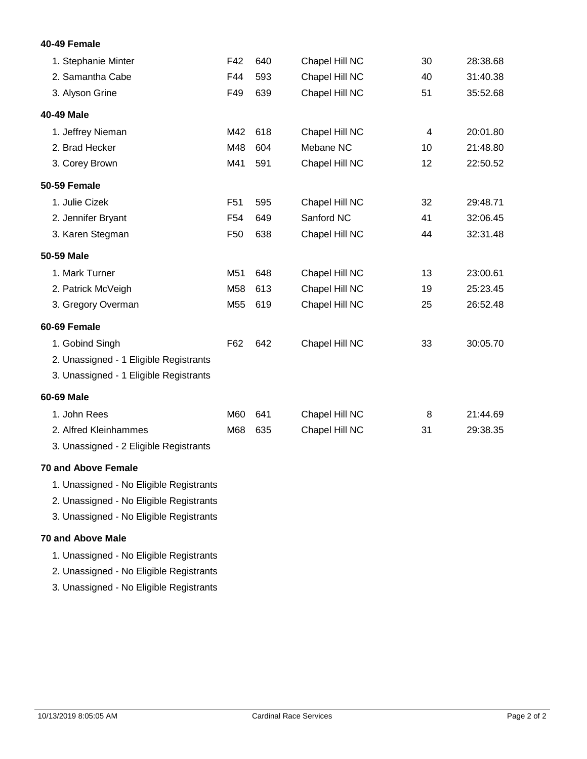**40-49 Female**

| | | | | | |
|---|---|---|---|---|---|
| 1. Stephanie Minter | F42 | 640 | Chapel Hill NC | 30 | 28:38.68 |
| 2. Samantha Cabe | F44 | 593 | Chapel Hill NC | 40 | 31:40.38 |
| 3. Alyson Grine | F49 | 639 | Chapel Hill NC | 51 | 35:52.68 |

**40-49 Male**

| | | | | | |
|---|---|---|---|---|---|
| 1. Jeffrey Nieman | M42 | 618 | Chapel Hill NC | 4 | 20:01.80 |
| 2. Brad Hecker | M48 | 604 | Mebane NC | 10 | 21:48.80 |
| 3. Corey Brown | M41 | 591 | Chapel Hill NC | 12 | 22:50.52 |

**50-59 Female**

| | | | | | |
|---|---|---|---|---|---|
| 1. Julie Cizek | F51 | 595 | Chapel Hill NC | 32 | 29:48.71 |
| 2. Jennifer Bryant | F54 | 649 | Sanford NC | 41 | 32:06.45 |
| 3. Karen Stegman | F50 | 638 | Chapel Hill NC | 44 | 32:31.48 |

**50-59 Male**

| | | | | | |
|---|---|---|---|---|---|
| 1. Mark Turner | M51 | 648 | Chapel Hill NC | 13 | 23:00.61 |
| 2. Patrick McVeigh | M58 | 613 | Chapel Hill NC | 19 | 25:23.45 |
| 3. Gregory Overman | M55 | 619 | Chapel Hill NC | 25 | 26:52.48 |

**60-69 Female**

| | | | | | |
|---|---|---|---|---|---|
| 1. Gobind Singh | F62 | 642 | Chapel Hill NC | 33 | 30:05.70 |
| 2. Unassigned - 1 Eligible Registrants | | | | | |
| 3. Unassigned - 1 Eligible Registrants | | | | | |

**60-69 Male**

| | | | | | |
|---|---|---|---|---|---|
| 1. John Rees | M60 | 641 | Chapel Hill NC | 8 | 21:44.69 |
| 2. Alfred Kleinhammes | M68 | 635 | Chapel Hill NC | 31 | 29:38.35 |
| 3. Unassigned - 2 Eligible Registrants | | | | | |

**70 and Above Female**

1. Unassigned - No Eligible Registrants
2. Unassigned - No Eligible Registrants
3. Unassigned - No Eligible Registrants

**70 and Above Male**

1. Unassigned - No Eligible Registrants
2. Unassigned - No Eligible Registrants
3. Unassigned - No Eligible Registrants